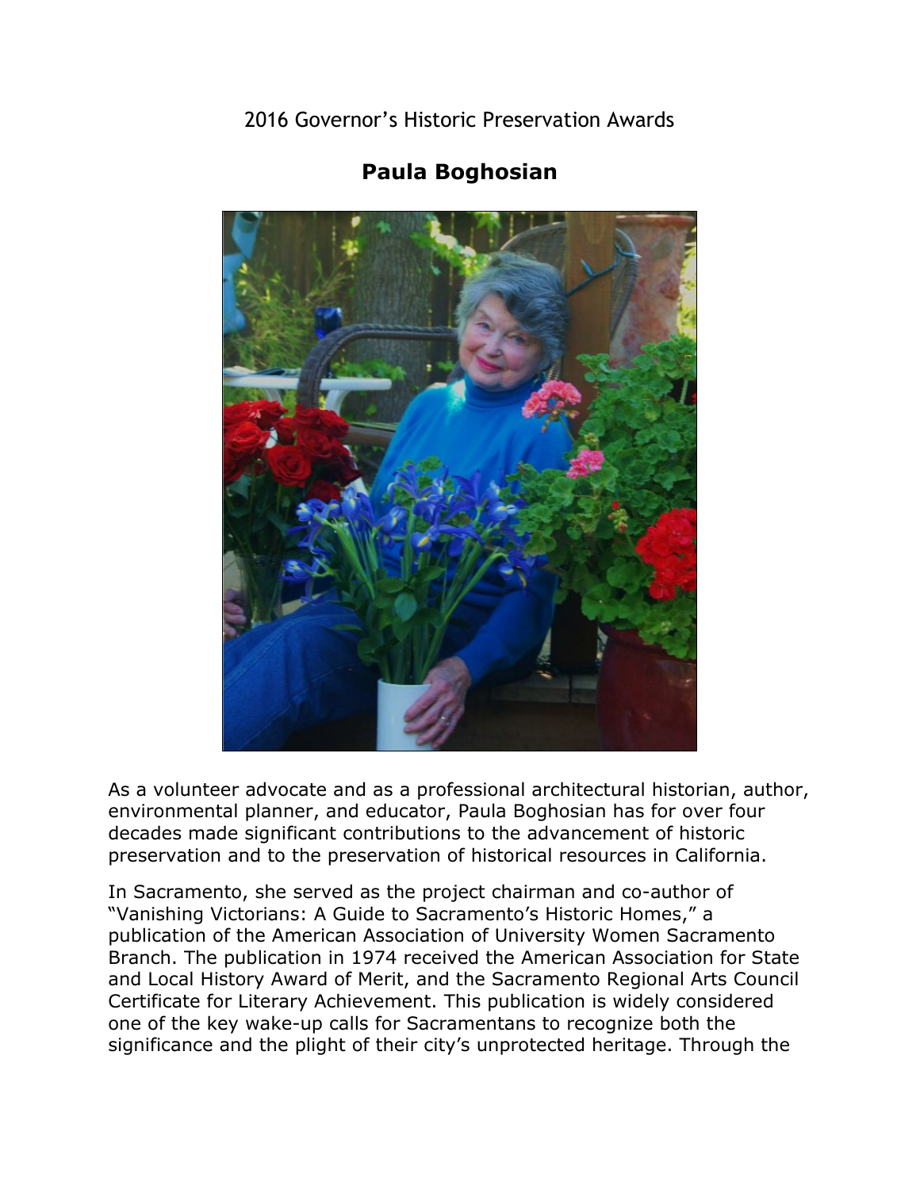2016 Governor's Historic Preservation Awards

# Paula Boghosian

As a volunteer advocate and as a professional architectural historian, author, environmental planner, and educator, Paula Boghosian has for over four decades made significant contributions to the advancement of historic preservation and to the preservation of historical resources in California.

In Sacramento, she served as the project chairman and co-author of "Vanishing Victorians: A Guide to Sacramento's Historic Homes," a publication of the American Association of University Women Sacramento Branch. The publication in 1974 received the American Association for State and Local History Award of Merit, and the Sacramento Regional Arts Council Certificate for Literary Achievement. This publication is widely considered one of the key wake-up calls for Sacramentans to recognize both the significance and the plight of their city's unprotected heritage. Through the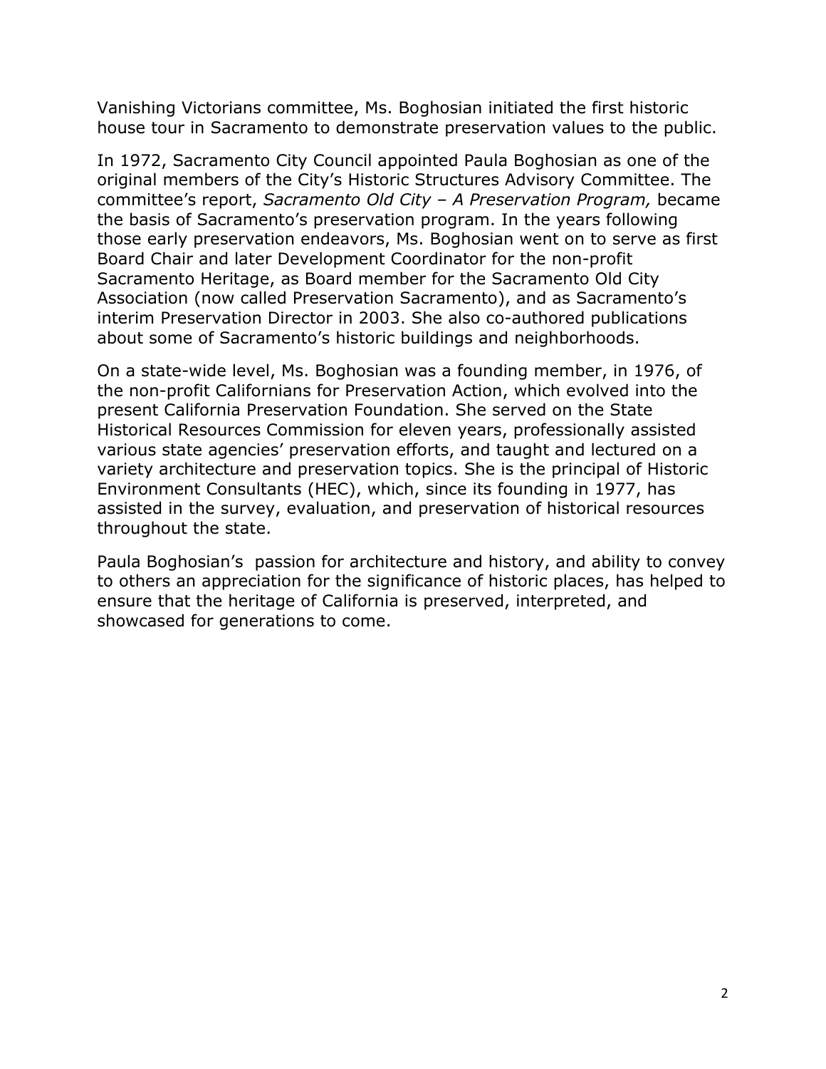Vanishing Victorians committee, Ms. Boghosian initiated the first historic house tour in Sacramento to demonstrate preservation values to the public.

In 1972, Sacramento City Council appointed Paula Boghosian as one of the original members of the City's Historic Structures Advisory Committee. The committee's report, *Sacramento Old City – A Preservation Program,* became the basis of Sacramento's preservation program. In the years following those early preservation endeavors, Ms. Boghosian went on to serve as first Board Chair and later Development Coordinator for the non-profit Sacramento Heritage, as Board member for the Sacramento Old City Association (now called Preservation Sacramento), and as Sacramento's interim Preservation Director in 2003. She also co-authored publications about some of Sacramento's historic buildings and neighborhoods.

On a state-wide level, Ms. Boghosian was a founding member, in 1976, of the non-profit Californians for Preservation Action, which evolved into the present California Preservation Foundation. She served on the State Historical Resources Commission for eleven years, professionally assisted various state agencies' preservation efforts, and taught and lectured on a variety architecture and preservation topics. She is the principal of Historic Environment Consultants (HEC), which, since its founding in 1977, has assisted in the survey, evaluation, and preservation of historical resources throughout the state.

Paula Boghosian's passion for architecture and history, and ability to convey to others an appreciation for the significance of historic places, has helped to ensure that the heritage of California is preserved, interpreted, and showcased for generations to come.